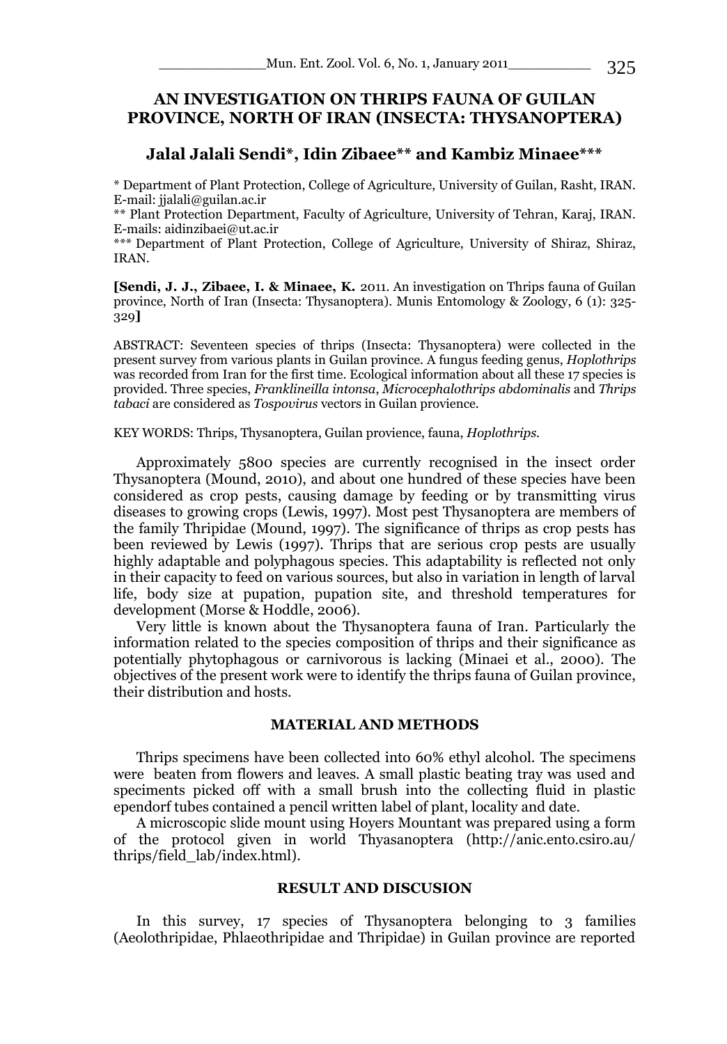# AN INVESTIGATION ON THRIPS FAUNA OF GUILAN PROVINCE, NORTH OF IRAN (INSECTA: THYSANOPTERA)

## Jalal Jalali Sendi*, Idin Zibaee** and Kambiz Minaee***

\* Department of Plant Protection, College of Agriculture, University of Guilan, Rasht, IRAN. E-mail: jjalali@guilan.ac.ir

** Plant Protection Department, Faculty of Agriculture, University of Tehran, Karaj, IRAN. E-mails: aidinzibaei@ut.ac.ir

*** Department of Plant Protection, College of Agriculture, University of Shiraz, Shiraz, IRAN.

**[Sendi, J. J., Zibaee, I. & Minaee, K.** 2011. An investigation on Thrips fauna of Guilan province, North of Iran (Insecta: Thysanoptera). Munis Entomology & Zoology, 6 (1): 325-329**]**

ABSTRACT: Seventeen species of thrips (Insecta: Thysanoptera) were collected in the present survey from various plants in Guilan province. A fungus feeding genus, *Hoplothrips* was recorded from Iran for the first time. Ecological information about all these 17 species is provided. Three species, *Frankliniella intonsa*, *Microcephalothrips abdominalis* and *Thrips tabaci* are considered as *Tospovirus* vectors in Guilan provience.

KEY WORDS: Thrips, Thysanoptera, Guilan provience, fauna, *Hoplothrips*.

Approximately 5800 species are currently recognised in the insect order Thysanoptera (Mound, 2010), and about one hundred of these species have been considered as crop pests, causing damage by feeding or by transmitting virus diseases to growing crops (Lewis, 1997). Most pest Thysanoptera are members of the family Thripidae (Mound, 1997). The significance of thrips as crop pests has been reviewed by Lewis (1997). Thrips that are serious crop pests are usually highly adaptable and polyphagous species. This adaptability is reflected not only in their capacity to feed on various sources, but also in variation in length of larval life, body size at pupation, pupation site, and threshold temperatures for development (Morse & Hoddle, 2006).

Very little is known about the Thysanoptera fauna of Iran. Particularly the information related to the species composition of thrips and their significance as potentially phytophagous or carnivorous is lacking (Minaei et al., 2000). The objectives of the present work were to identify the thrips fauna of Guilan province, their distribution and hosts.

### MATERIAL AND METHODS

Thrips specimens have been collected into 60% ethyl alcohol. The specimens were beaten from flowers and leaves. A small plastic beating tray was used and speciments picked off with a small brush into the collecting fluid in plastic ependorf tubes contained a pencil written label of plant, locality and date.

A microscopic slide mount using Hoyers Mountant was prepared using a form of the protocol given in world Thyasanoptera (http://anic.ento.csiro.au/thrips/field_lab/index.html).

### RESULT AND DISCUSION

In this survey, 17 species of Thysanoptera belonging to 3 families (Aeolothripidae, Phlaeothripidae and Thripidae) in Guilan province are reported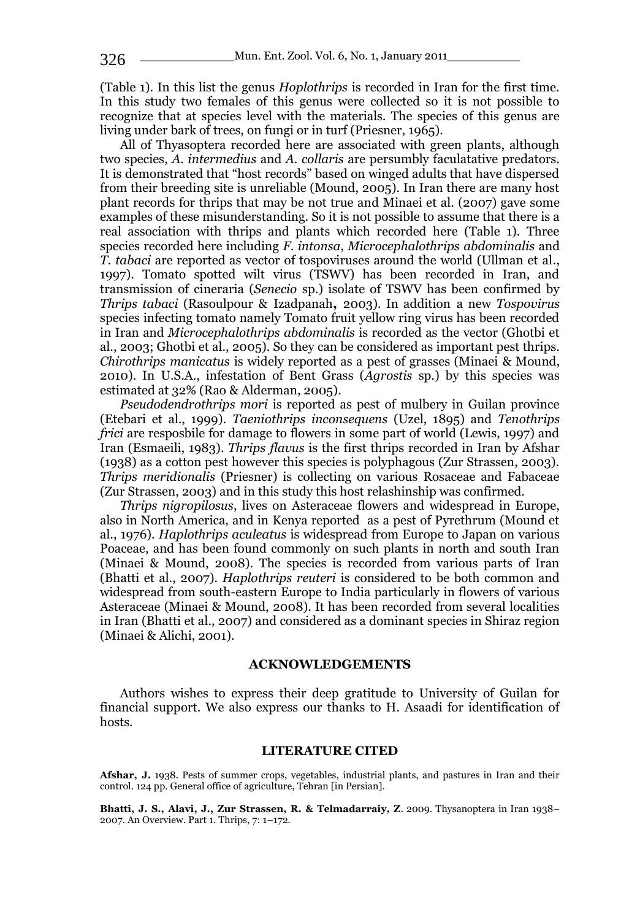(Table 1). In this list the genus *Hoplothrips* is recorded in Iran for the first time. In this study two females of this genus were collected so it is not possible to recognize that at species level with the materials. The species of this genus are living under bark of trees, on fungi or in turf (Priesner, 1965).

All of Thyasoptera recorded here are associated with green plants, although two species, *A. intermedius* and *A. collaris* are persumbly faculatative predators. It is demonstrated that "host records" based on winged adults that have dispersed from their breeding site is unreliable (Mound, 2005). In Iran there are many host plant records for thrips that may be not true and Minaei et al. (2007) gave some examples of these misunderstanding. So it is not possible to assume that there is a real association with thrips and plants which recorded here (Table 1). Three species recorded here including *F. intonsa*, *Microcephalothrips abdominalis* and *T. tabaci* are reported as vector of tospoviruses around the world (Ullman et al., 1997). Tomato spotted wilt virus (TSWV) has been recorded in Iran, and transmission of cineraria (*Senecio* sp.) isolate of TSWV has been confirmed by *Thrips tabaci* (Rasoulpour & Izadpanah, 2003). In addition a new *Tospovirus* species infecting tomato namely Tomato fruit yellow ring virus has been recorded in Iran and *Microcephalothrips abdominalis* is recorded as the vector (Ghotbi et al., 2003; Ghotbi et al., 2005). So they can be considered as important pest thrips. *Chirothrips manicatus* is widely reported as a pest of grasses (Minaei & Mound, 2010). In U.S.A., infestation of Bent Grass (*Agrostis* sp.) by this species was estimated at 32% (Rao & Alderman, 2005).

*Pseudodendrothrips mori* is reported as pest of mulbery in Guilan province (Etebari et al., 1999). *Taeniothrips inconsequens* (Uzel, 1895) and *Tenothrips frici* are resposbile for damage to flowers in some part of world (Lewis, 1997) and Iran (Esmaeili, 1983). *Thrips flavus* is the first thrips recorded in Iran by Afshar (1938) as a cotton pest however this species is polyphagous (Zur Strassen, 2003). *Thrips meridionalis* (Priesner) is collecting on various Rosaceae and Fabaceae (Zur Strassen, 2003) and in this study this host relashinship was confirmed.

*Thrips nigropilosus*, lives on Asteraceae flowers and widespread in Europe, also in North America, and in Kenya reported as a pest of Pyrethrum (Mound et al., 1976). *Haplothrips aculeatus* is widespread from Europe to Japan on various Poaceae, and has been found commonly on such plants in north and south Iran (Minaei & Mound, 2008). The species is recorded from various parts of Iran (Bhatti et al., 2007). *Haplothrips reuteri* is considered to be both common and widespread from south-eastern Europe to India particularly in flowers of various Asteraceae (Minaei & Mound, 2008). It has been recorded from several localities in Iran (Bhatti et al., 2007) and considered as a dominant species in Shiraz region (Minaei & Alichi, 2001).

## ACKNOWLEDGEMENTS

Authors wishes to express their deep gratitude to University of Guilan for financial support. We also express our thanks to H. Asaadi for identification of hosts.

## LITERATURE CITED

**Afshar, J.** 1938. Pests of summer crops, vegetables, industrial plants, and pastures in Iran and their control. 124 pp. General office of agriculture, Tehran [in Persian].

**Bhatti, J. S., Alavi, J., Zur Strassen, R. & Telmadarraiy, Z**. 2009. Thysanoptera in Iran 1938–2007. An Overview. Part 1. Thrips, 7: 1–172.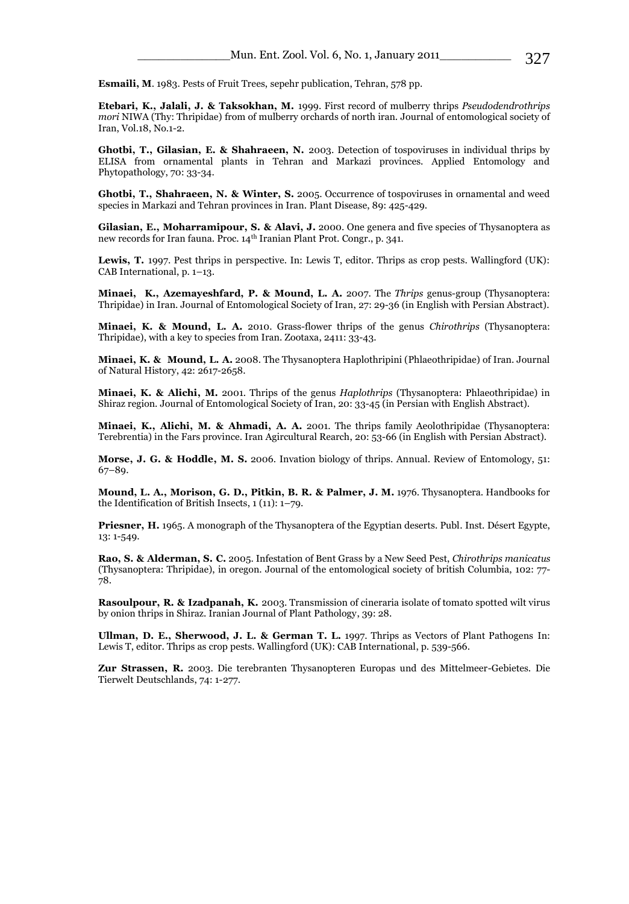**Esmaili, M**. 1983. Pests of Fruit Trees, sepehr publication, Tehran, 578 pp.

**Etebari, K., Jalali, J. & Taksokhan, M.** 1999. First record of mulberry thrips *Pseudodendrothrips mori* NIWA (Thy: Thripidae) from of mulberry orchards of north iran. Journal of entomological society of Iran, Vol.18, No.1-2.

**Ghotbi, T., Gilasian, E. & Shahraeen, N.** 2003. Detection of tospoviruses in individual thrips by ELISA from ornamental plants in Tehran and Markazi provinces. Applied Entomology and Phytopathology, 70: 33-34.

**Ghotbi, T., Shahraeen, N. & Winter, S.** 2005. Occurrence of tospoviruses in ornamental and weed species in Markazi and Tehran provinces in Iran. Plant Disease, 89: 425-429.

**Gilasian, E., Moharramipour, S. & Alavi, J.** 2000. One genera and five species of Thysanoptera as new records for Iran fauna. Proc. 14th Iranian Plant Prot. Congr., p. 341.

**Lewis, T.** 1997. Pest thrips in perspective. In: Lewis T, editor. Thrips as crop pests. Wallingford (UK): CAB International, p. 1–13.

**Minaei, K., Azemayeshfard, P. & Mound, L. A.** 2007. The *Thrips* genus-group (Thysanoptera: Thripidae) in Iran. Journal of Entomological Society of Iran, 27: 29-36 (in English with Persian Abstract).

**Minaei, K. & Mound, L. A.** 2010. Grass-flower thrips of the genus *Chirothrips* (Thysanoptera: Thripidae), with a key to species from Iran. Zootaxa, 2411: 33-43.

**Minaei, K. & Mound, L. A.** 2008. The Thysanoptera Haplothripini (Phlaeothripidae) of Iran. Journal of Natural History, 42: 2617-2658.

**Minaei, K. & Alichi, M.** 2001. Thrips of the genus *Haplothrips* (Thysanoptera: Phlaeothripidae) in Shiraz region. Journal of Entomological Society of Iran, 20: 33-45 (in Persian with English Abstract).

**Minaei, K., Alichi, M. & Ahmadi, A. A.** 2001. The thrips family Aeolothripidae (Thysanoptera: Terebrentia) in the Fars province. Iran Agircultural Rearch, 20: 53-66 (in English with Persian Abstract).

**Morse, J. G. & Hoddle, M. S.** 2006. Invation biology of thrips. Annual. Review of Entomology, 51: 67–89.

**Mound, L. A., Morison, G. D., Pitkin, B. R. & Palmer, J. M.** 1976. Thysanoptera. Handbooks for the Identification of British Insects, 1 (11): 1–79.

**Priesner, H.** 1965. A monograph of the Thysanoptera of the Egyptian deserts. Publ. Inst. Désert Egypte, 13: 1-549.

**Rao, S. & Alderman, S. C.** 2005. Infestation of Bent Grass by a New Seed Pest, *Chirothrips manicatus* (Thysanoptera: Thripidae), in oregon. Journal of the entomological society of british Columbia, 102: 77-78.

**Rasoulpour, R. & Izadpanah, K.** 2003. Transmission of cineraria isolate of tomato spotted wilt virus by onion thrips in Shiraz. Iranian Journal of Plant Pathology, 39: 28.

**Ullman, D. E., Sherwood, J. L. & German T. L.** 1997. Thrips as Vectors of Plant Pathogens In: Lewis T, editor. Thrips as crop pests. Wallingford (UK): CAB International, p. 539-566.

**Zur Strassen, R.** 2003. Die terebranten Thysanopteren Europas und des Mittelmeer-Gebietes. Die Tierwelt Deutschlands, 74: 1-277.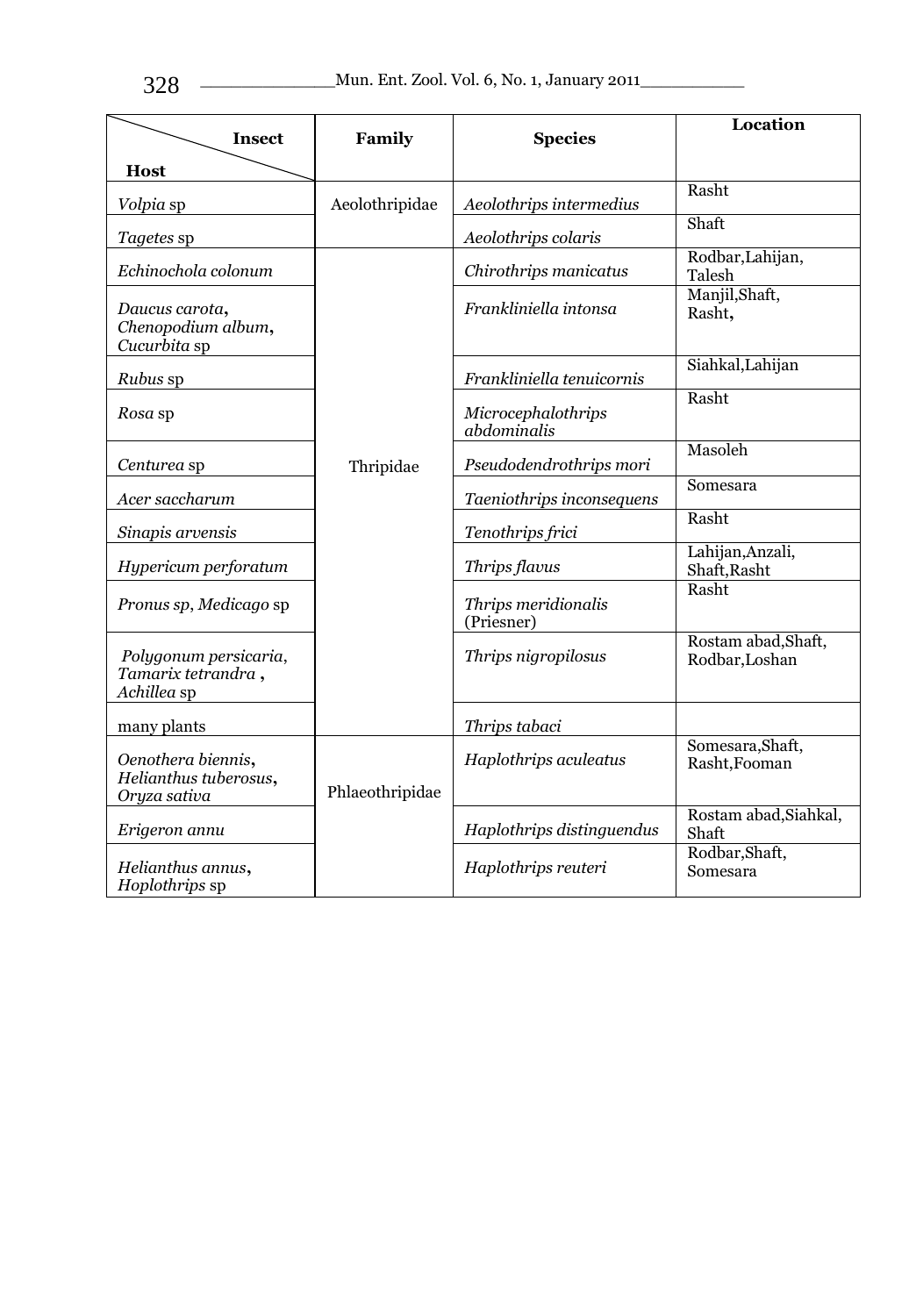| Insect / Host | Family | Species | Location |
|---|---|---|---|
| *Volpia* sp | Aeolothripidae | *Aeolothrips intermedius* | Rasht |
| *Tagetes* sp | | *Aeolothrips colaris* | Shaft |
| *Echinochola colonum* | Thripidae | *Chirothrips manicatus* | Rodbar,Lahijan, Talesh |
| *Daucus carota*, *Chenopodium album*, *Cucurbita* sp | | *Frankliniella intonsa* | Manjil,Shaft, Rasht, |
| *Rubus* sp | | *Frankliniella tenuicornis* | Siahkal,Lahijan |
| *Rosa* sp | | *Microcephalothrips abdominalis* | Rasht |
| *Centurea* sp | | *Pseudodendrothrips mori* | Masoleh |
| *Acer saccharum* | | *Taeniothrips inconsequens* | Somesara |
| *Sinapis arvensis* | | *Tenothrips frici* | Rasht |
| *Hypericum perforatum* | | *Thrips flavus* | Lahijan,Anzali, Shaft,Rasht |
| *Pronus sp*, *Medicago* sp | | *Thrips meridionalis* (Priesner) | Rasht |
| *Polygonum persicaria*, *Tamarix tetrandra* , *Achillea* sp | | *Thrips nigropilosus* | Rostam abad,Shaft, Rodbar,Loshan |
| many plants | | *Thrips tabaci* | |
| *Oenothera biennis*, *Helianthus tuberosus*, *Oryza sativa* | Phlaeothripidae | *Haplothrips aculeatus* | Somesara,Shaft, Rasht,Fooman |
| *Erigeron annu* | | *Haplothrips distinguendus* | Rostam abad,Siahkal, Shaft |
| *Helianthus annus*, *Hoplothrips* sp | | *Haplothrips reuteri* | Rodbar,Shaft, Somesara |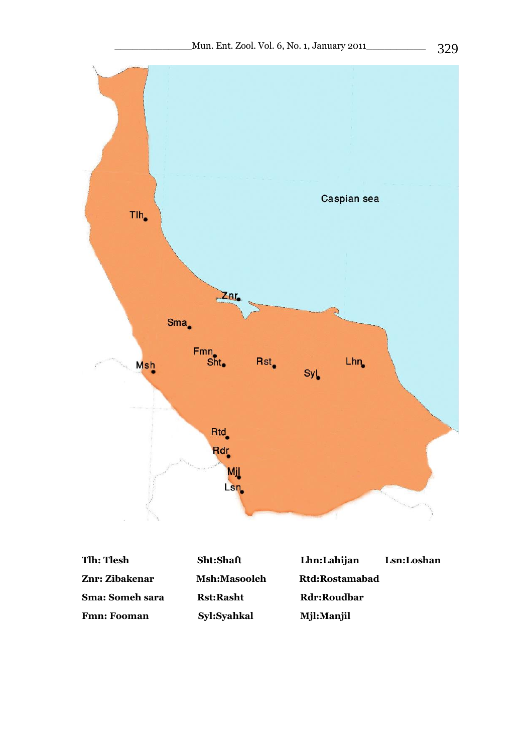Caspian sea

Tlh

Znr

Sma

Fmn

Sht

Msh

Rst

Syl

Lhn

Rtd

Rdr

Mjl

Lsn

| | | | |
|---|---|---|---|
| **Tlh: Tlesh** | **Sht:Shaft** | **Lhn:Lahijan** | **Lsn:Loshan** |
| **Znr: Zibakenar** | **Msh:Masooleh** | **Rtd:Rostamabad** | |
| **Sma: Someh sara** | **Rst:Rasht** | **Rdr:Roudbar** | |
| **Fmn: Fooman** | **Syl:Syahkal** | **Mjl:Manjil** | |